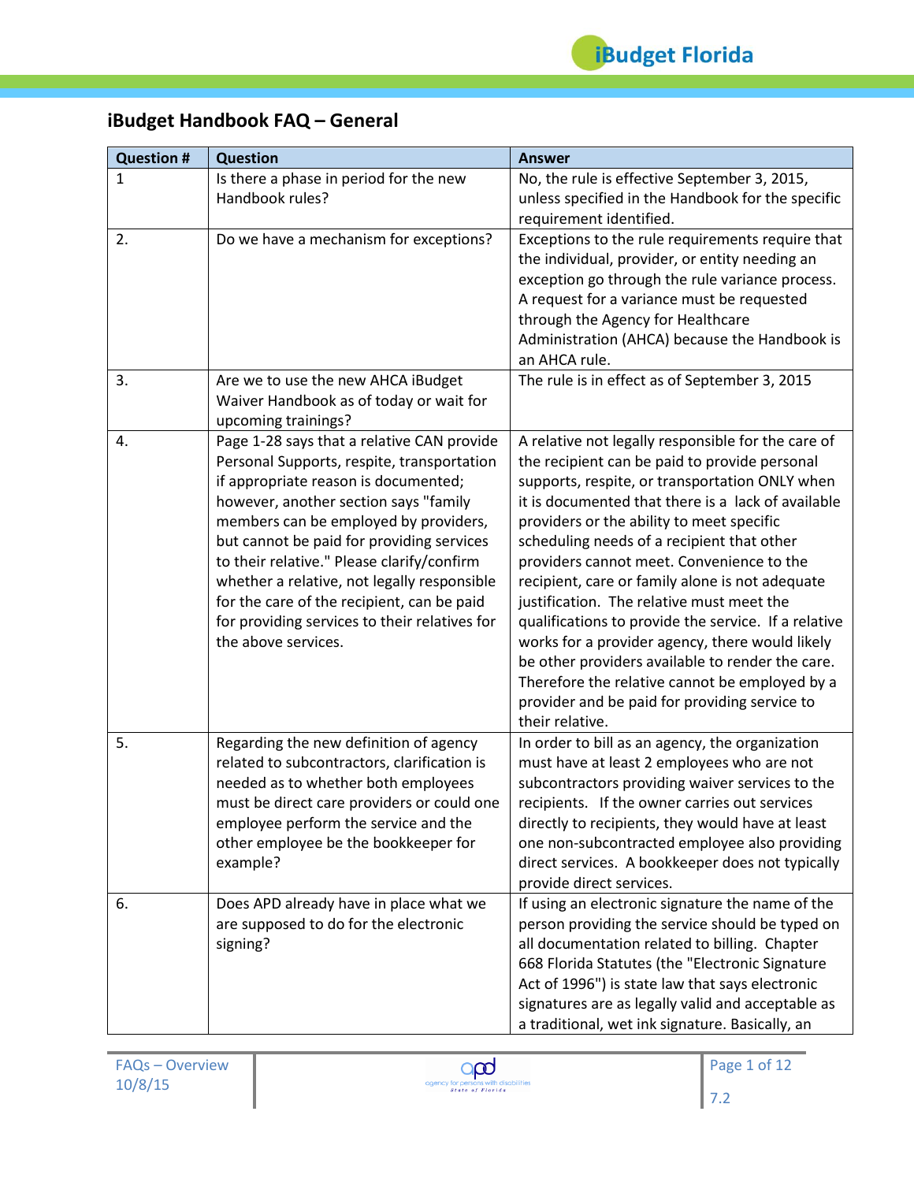## iBudget Handbook FAQ – General

| Question # | Question | Answer |
|---|---|---|
| 1 | Is there a phase in period for the new Handbook rules? | No, the rule is effective September 3, 2015, unless specified in the Handbook for the specific requirement identified. |
| 2. | Do we have a mechanism for exceptions? | Exceptions to the rule requirements require that the individual, provider, or entity needing an exception go through the rule variance process. A request for a variance must be requested through the Agency for Healthcare Administration (AHCA) because the Handbook is an AHCA rule. |
| 3. | Are we to use the new AHCA iBudget Waiver Handbook as of today or wait for upcoming trainings? | The rule is in effect as of September 3, 2015 |
| 4. | Page 1-28 says that a relative CAN provide Personal Supports, respite, transportation if appropriate reason is documented; however, another section says "family members can be employed by providers, but cannot be paid for providing services to their relative." Please clarify/confirm whether a relative, not legally responsible for the care of the recipient, can be paid for providing services to their relatives for the above services. | A relative not legally responsible for the care of the recipient can be paid to provide personal supports, respite, or transportation ONLY when it is documented that there is a lack of available providers or the ability to meet specific scheduling needs of a recipient that other providers cannot meet. Convenience to the recipient, care or family alone is not adequate justification. The relative must meet the qualifications to provide the service. If a relative works for a provider agency, there would likely be other providers available to render the care. Therefore the relative cannot be employed by a provider and be paid for providing service to their relative. |
| 5. | Regarding the new definition of agency related to subcontractors, clarification is needed as to whether both employees must be direct care providers or could one employee perform the service and the other employee be the bookkeeper for example? | In order to bill as an agency, the organization must have at least 2 employees who are not subcontractors providing waiver services to the recipients. If the owner carries out services directly to recipients, they would have at least one non-subcontracted employee also providing direct services. A bookkeeper does not typically provide direct services. |
| 6. | Does APD already have in place what we are supposed to do for the electronic signing? | If using an electronic signature the name of the person providing the service should be typed on all documentation related to billing. Chapter 668 Florida Statutes (the "Electronic Signature Act of 1996") is state law that says electronic signatures are as legally valid and acceptable as a traditional, wet ink signature. Basically, an |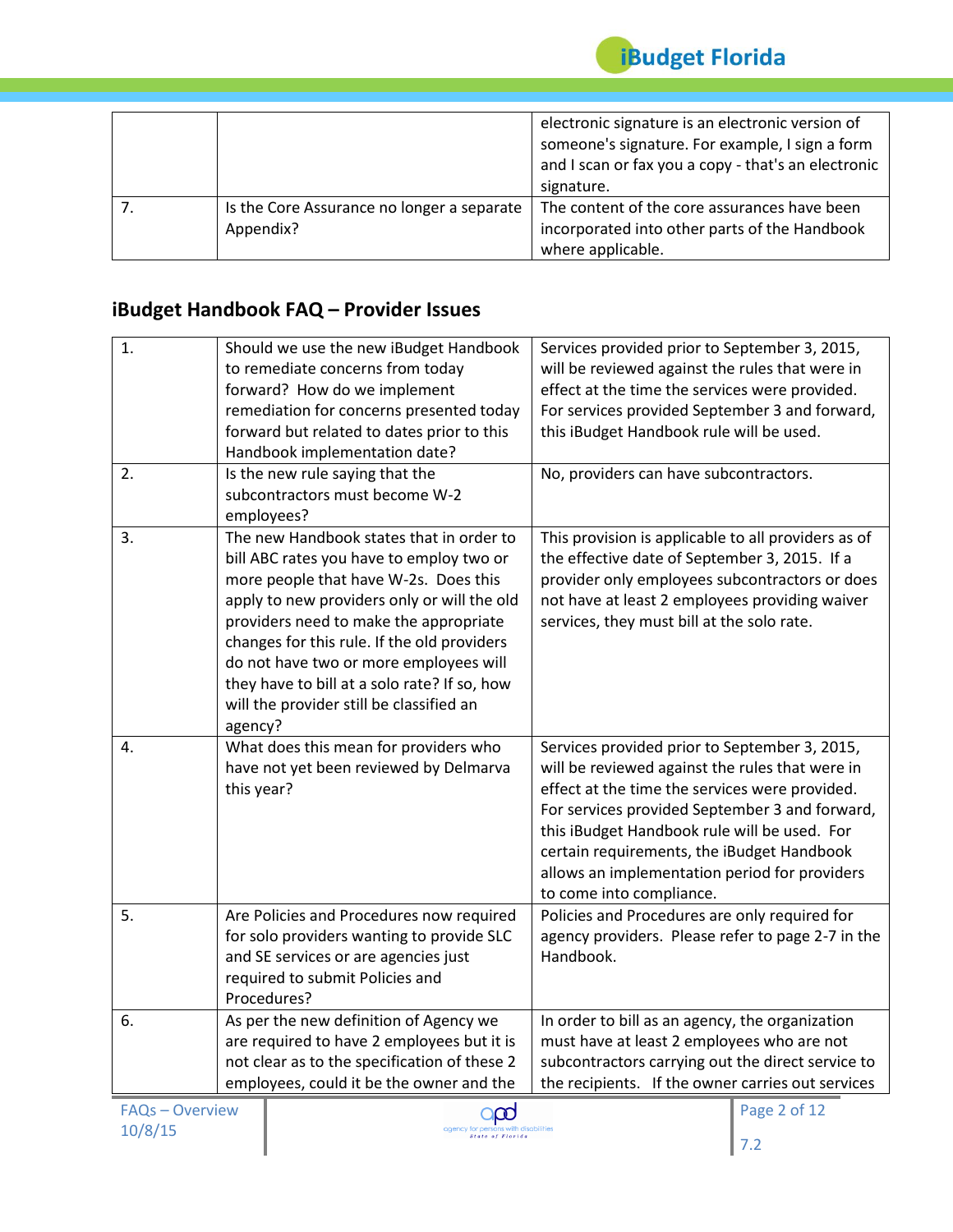| | | |
|---|---|---|
| | | electronic signature is an electronic version of someone's signature. For example, I sign a form and I scan or fax you a copy - that's an electronic signature. |
| 7. | Is the Core Assurance no longer a separate Appendix? | The content of the core assurances have been incorporated into other parts of the Handbook where applicable. |

## iBudget Handbook FAQ – Provider Issues

| | | |
|---|---|---|
| 1. | Should we use the new iBudget Handbook to remediate concerns from today forward? How do we implement remediation for concerns presented today forward but related to dates prior to this Handbook implementation date? | Services provided prior to September 3, 2015, will be reviewed against the rules that were in effect at the time the services were provided. For services provided September 3 and forward, this iBudget Handbook rule will be used. |
| 2. | Is the new rule saying that the subcontractors must become W-2 employees? | No, providers can have subcontractors. |
| 3. | The new Handbook states that in order to bill ABC rates you have to employ two or more people that have W-2s. Does this apply to new providers only or will the old providers need to make the appropriate changes for this rule. If the old providers do not have two or more employees will they have to bill at a solo rate? If so, how will the provider still be classified an agency? | This provision is applicable to all providers as of the effective date of September 3, 2015. If a provider only employees subcontractors or does not have at least 2 employees providing waiver services, they must bill at the solo rate. |
| 4. | What does this mean for providers who have not yet been reviewed by Delmarva this year? | Services provided prior to September 3, 2015, will be reviewed against the rules that were in effect at the time the services were provided. For services provided September 3 and forward, this iBudget Handbook rule will be used. For certain requirements, the iBudget Handbook allows an implementation period for providers to come into compliance. |
| 5. | Are Policies and Procedures now required for solo providers wanting to provide SLC and SE services or are agencies just required to submit Policies and Procedures? | Policies and Procedures are only required for agency providers. Please refer to page 2-7 in the Handbook. |
| 6. | As per the new definition of Agency we are required to have 2 employees but it is not clear as to the specification of these 2 employees, could it be the owner and the | In order to bill as an agency, the organization must have at least 2 employees who are not subcontractors carrying out the direct service to the recipients. If the owner carries out services |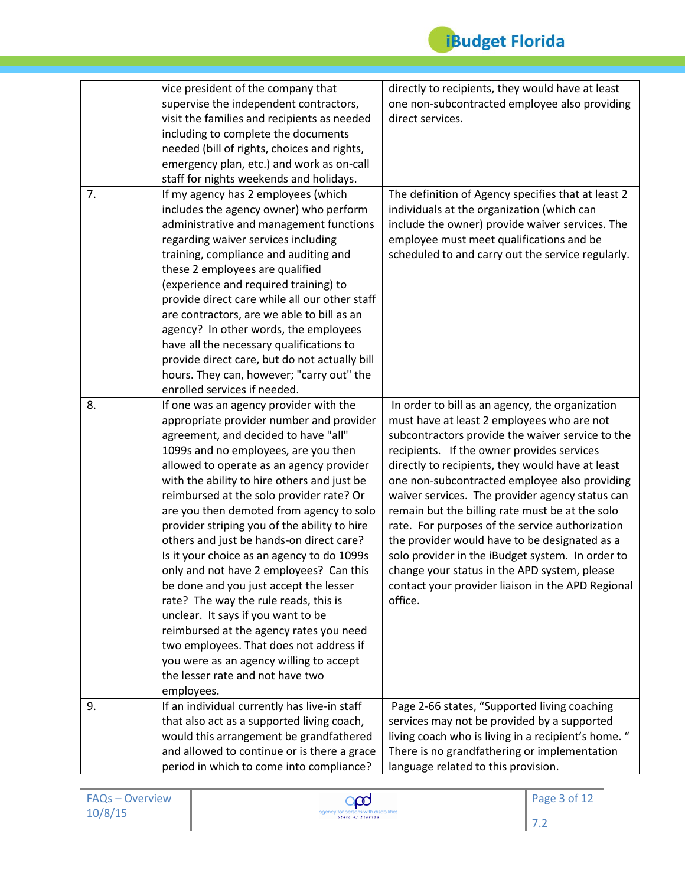| | | |
|---|---|---|
| | vice president of the company that supervise the independent contractors, visit the families and recipients as needed including to complete the documents needed (bill of rights, choices and rights, emergency plan, etc.) and work as on-call staff for nights weekends and holidays. | directly to recipients, they would have at least one non-subcontracted employee also providing direct services. |
| 7. | If my agency has 2 employees (which includes the agency owner) who perform administrative and management functions regarding waiver services including training, compliance and auditing and these 2 employees are qualified (experience and required training) to provide direct care while all our other staff are contractors, are we able to bill as an agency? In other words, the employees have all the necessary qualifications to provide direct care, but do not actually bill hours. They can, however; "carry out" the enrolled services if needed. | The definition of Agency specifies that at least 2 individuals at the organization (which can include the owner) provide waiver services. The employee must meet qualifications and be scheduled to and carry out the service regularly. |
| 8. | If one was an agency provider with the appropriate provider number and provider agreement, and decided to have "all" 1099s and no employees, are you then allowed to operate as an agency provider with the ability to hire others and just be reimbursed at the solo provider rate? Or are you then demoted from agency to solo provider striping you of the ability to hire others and just be hands-on direct care? Is it your choice as an agency to do 1099s only and not have 2 employees? Can this be done and you just accept the lesser rate? The way the rule reads, this is unclear. It says if you want to be reimbursed at the agency rates you need two employees. That does not address if you were as an agency willing to accept the lesser rate and not have two employees. | In order to bill as an agency, the organization must have at least 2 employees who are not subcontractors provide the waiver service to the recipients. If the owner provides services directly to recipients, they would have at least one non-subcontracted employee also providing waiver services. The provider agency status can remain but the billing rate must be at the solo rate. For purposes of the service authorization the provider would have to be designated as a solo provider in the iBudget system. In order to change your status in the APD system, please contact your provider liaison in the APD Regional office. |
| 9. | If an individual currently has live-in staff that also act as a supported living coach, would this arrangement be grandfathered and allowed to continue or is there a grace period in which to come into compliance? | Page 2-66 states, "Supported living coaching services may not be provided by a supported living coach who is living in a recipient's home. " There is no grandfathering or implementation language related to this provision. |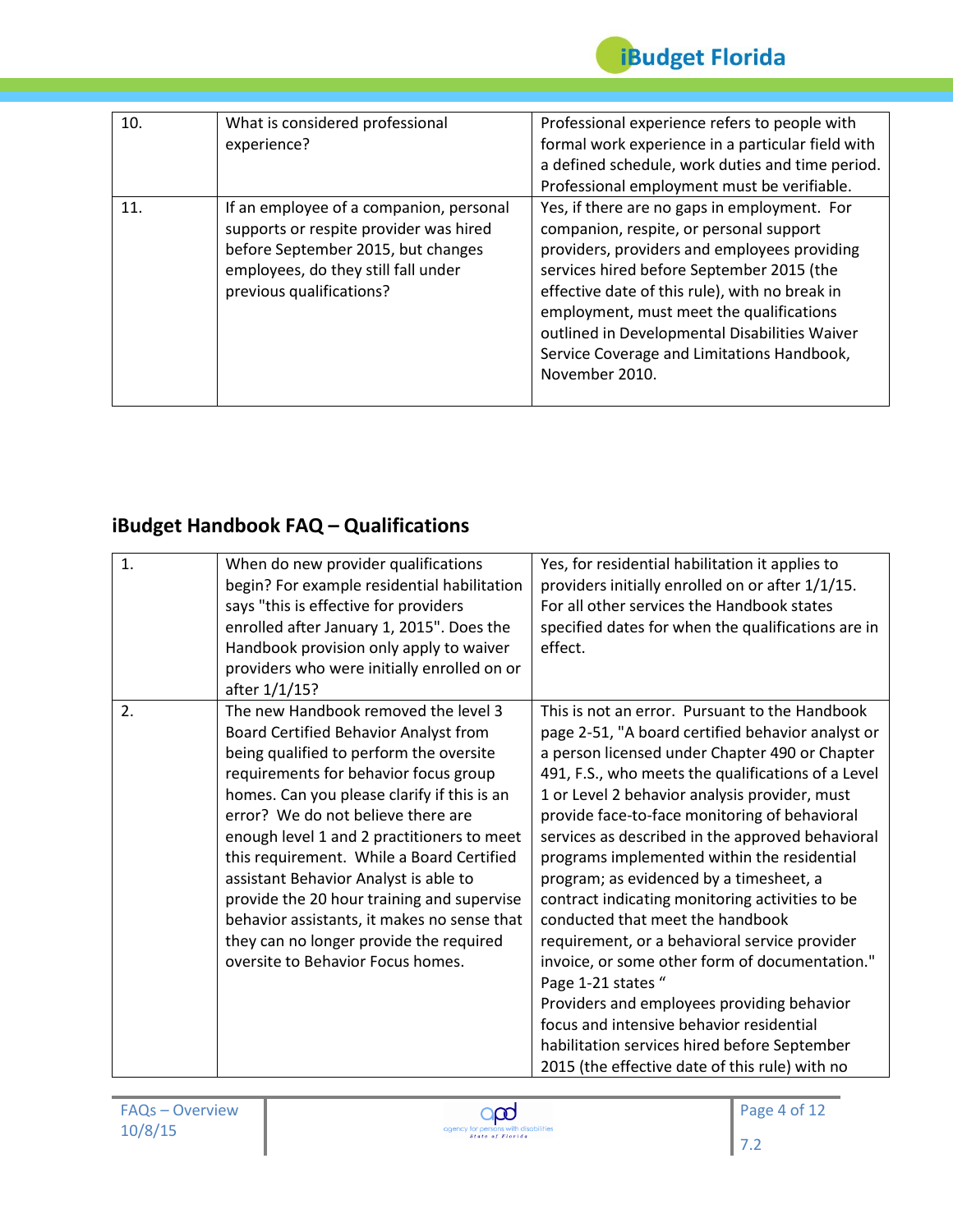| | | |
|---|---|---|
| 10. | What is considered professional experience? | Professional experience refers to people with formal work experience in a particular field with a defined schedule, work duties and time period. Professional employment must be verifiable. |
| 11. | If an employee of a companion, personal supports or respite provider was hired before September 2015, but changes employees, do they still fall under previous qualifications? | Yes, if there are no gaps in employment. For companion, respite, or personal support providers, providers and employees providing services hired before September 2015 (the effective date of this rule), with no break in employment, must meet the qualifications outlined in Developmental Disabilities Waiver Service Coverage and Limitations Handbook, November 2010. |

## iBudget Handbook FAQ – Qualifications

| | | |
|---|---|---|
| 1. | When do new provider qualifications begin? For example residential habilitation says "this is effective for providers enrolled after January 1, 2015". Does the Handbook provision only apply to waiver providers who were initially enrolled on or after 1/1/15? | Yes, for residential habilitation it applies to providers initially enrolled on or after 1/1/15. For all other services the Handbook states specified dates for when the qualifications are in effect. |
| 2. | The new Handbook removed the level 3 Board Certified Behavior Analyst from being qualified to perform the oversite requirements for behavior focus group homes. Can you please clarify if this is an error? We do not believe there are enough level 1 and 2 practitioners to meet this requirement. While a Board Certified assistant Behavior Analyst is able to provide the 20 hour training and supervise behavior assistants, it makes no sense that they can no longer provide the required oversite to Behavior Focus homes. | This is not an error. Pursuant to the Handbook page 2-51, "A board certified behavior analyst or a person licensed under Chapter 490 or Chapter 491, F.S., who meets the qualifications of a Level 1 or Level 2 behavior analysis provider, must provide face-to-face monitoring of behavioral services as described in the approved behavioral programs implemented within the residential program; as evidenced by a timesheet, a contract indicating monitoring activities to be conducted that meet the handbook requirement, or a behavioral service provider invoice, or some other form of documentation." Page 1-21 states "<br>Providers and employees providing behavior focus and intensive behavior residential habilitation services hired before September 2015 (the effective date of this rule) with no |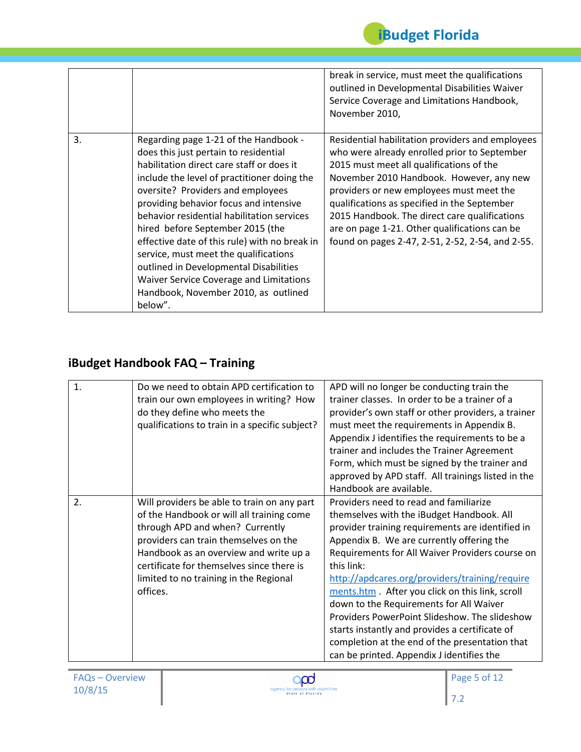| | | |
|---|---|---|
| | | break in service, must meet the qualifications outlined in Developmental Disabilities Waiver Service Coverage and Limitations Handbook, November 2010, |
| 3. | Regarding page 1-21 of the Handbook - does this just pertain to residential habilitation direct care staff or does it include the level of practitioner doing the oversite? Providers and employees providing behavior focus and intensive behavior residential habilitation services hired before September 2015 (the effective date of this rule) with no break in service, must meet the qualifications outlined in Developmental Disabilities Waiver Service Coverage and Limitations Handbook, November 2010, as outlined below". | Residential habilitation providers and employees who were already enrolled prior to September 2015 must meet all qualifications of the November 2010 Handbook. However, any new providers or new employees must meet the qualifications as specified in the September 2015 Handbook. The direct care qualifications are on page 1-21. Other qualifications can be found on pages 2-47, 2-51, 2-52, 2-54, and 2-55. |

## iBudget Handbook FAQ – Training

| | | |
|---|---|---|
| 1. | Do we need to obtain APD certification to train our own employees in writing? How do they define who meets the qualifications to train in a specific subject? | APD will no longer be conducting train the trainer classes. In order to be a trainer of a provider's own staff or other providers, a trainer must meet the requirements in Appendix B. Appendix J identifies the requirements to be a trainer and includes the Trainer Agreement Form, which must be signed by the trainer and approved by APD staff. All trainings listed in the Handbook are available. |
| 2. | Will providers be able to train on any part of the Handbook or will all training come through APD and when? Currently providers can train themselves on the Handbook as an overview and write up a certificate for themselves since there is limited to no training in the Regional offices. | Providers need to read and familiarize themselves with the iBudget Handbook. All provider training requirements are identified in Appendix B. We are currently offering the Requirements for All Waiver Providers course on this link: http://apdcares.org/providers/training/requirements.htm . After you click on this link, scroll down to the Requirements for All Waiver Providers PowerPoint Slideshow. The slideshow starts instantly and provides a certificate of completion at the end of the presentation that can be printed. Appendix J identifies the |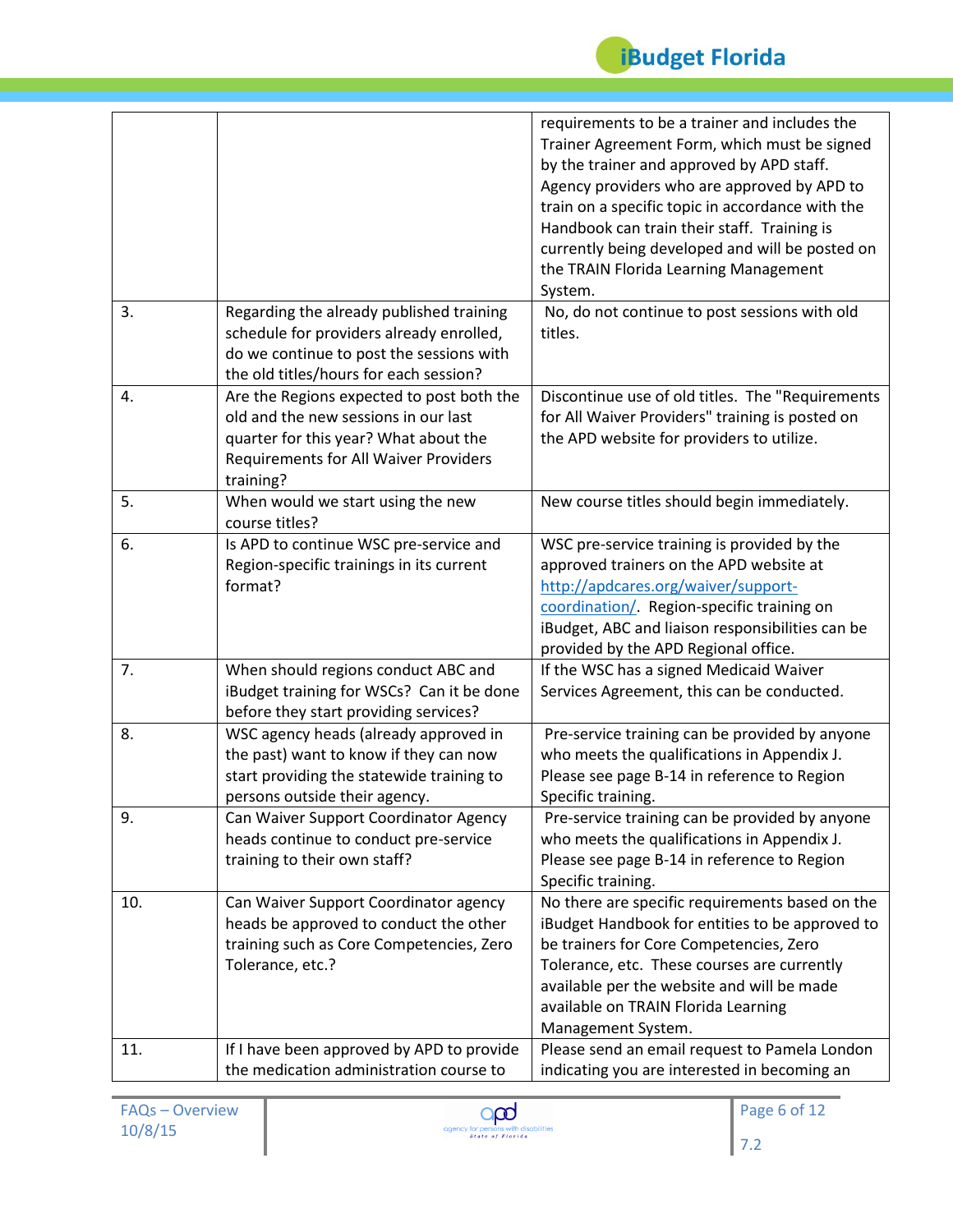| | | |
|---|---|---|
| | | requirements to be a trainer and includes the Trainer Agreement Form, which must be signed by the trainer and approved by APD staff. Agency providers who are approved by APD to train on a specific topic in accordance with the Handbook can train their staff. Training is currently being developed and will be posted on the TRAIN Florida Learning Management System. |
| 3. | Regarding the already published training schedule for providers already enrolled, do we continue to post the sessions with the old titles/hours for each session? | No, do not continue to post sessions with old titles. |
| 4. | Are the Regions expected to post both the old and the new sessions in our last quarter for this year? What about the Requirements for All Waiver Providers training? | Discontinue use of old titles. The "Requirements for All Waiver Providers" training is posted on the APD website for providers to utilize. |
| 5. | When would we start using the new course titles? | New course titles should begin immediately. |
| 6. | Is APD to continue WSC pre-service and Region-specific trainings in its current format? | WSC pre-service training is provided by the approved trainers on the APD website at http://apdcares.org/waiver/support-coordination/. Region-specific training on iBudget, ABC and liaison responsibilities can be provided by the APD Regional office. |
| 7. | When should regions conduct ABC and iBudget training for WSCs? Can it be done before they start providing services? | If the WSC has a signed Medicaid Waiver Services Agreement, this can be conducted. |
| 8. | WSC agency heads (already approved in the past) want to know if they can now start providing the statewide training to persons outside their agency. | Pre-service training can be provided by anyone who meets the qualifications in Appendix J. Please see page B-14 in reference to Region Specific training. |
| 9. | Can Waiver Support Coordinator Agency heads continue to conduct pre-service training to their own staff? | Pre-service training can be provided by anyone who meets the qualifications in Appendix J. Please see page B-14 in reference to Region Specific training. |
| 10. | Can Waiver Support Coordinator agency heads be approved to conduct the other training such as Core Competencies, Zero Tolerance, etc.? | No there are specific requirements based on the iBudget Handbook for entities to be approved to be trainers for Core Competencies, Zero Tolerance, etc. These courses are currently available per the website and will be made available on TRAIN Florida Learning Management System. |
| 11. | If I have been approved by APD to provide the medication administration course to | Please send an email request to Pamela London indicating you are interested in becoming an |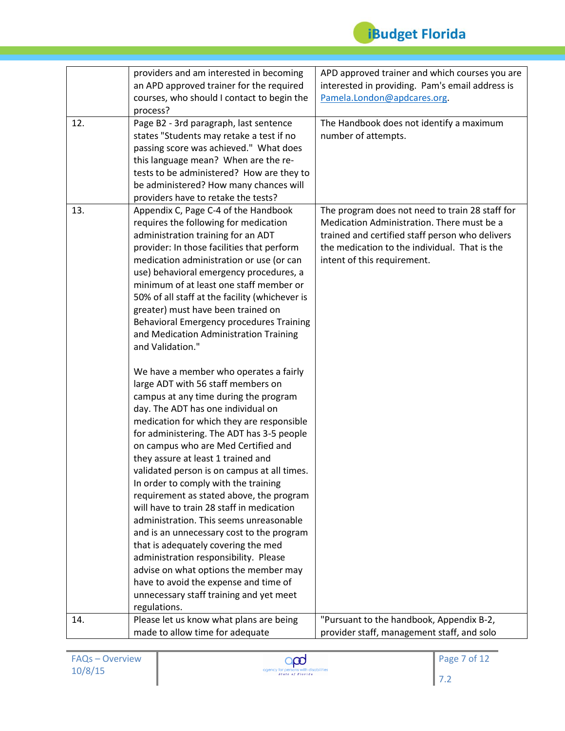| | | |
|---|---|---|
| | providers and am interested in becoming an APD approved trainer for the required courses, who should I contact to begin the process? | APD approved trainer and which courses you are interested in providing. Pam's email address is Pamela.London@apdcares.org. |
| 12. | Page B2 - 3rd paragraph, last sentence states "Students may retake a test if no passing score was achieved." What does this language mean? When are the re-tests to be administered? How are they to be administered? How many chances will providers have to retake the tests? | The Handbook does not identify a maximum number of attempts. |
| 13. | Appendix C, Page C-4 of the Handbook requires the following for medication administration training for an ADT provider: In those facilities that perform medication administration or use (or can use) behavioral emergency procedures, a minimum of at least one staff member or 50% of all staff at the facility (whichever is greater) must have been trained on Behavioral Emergency procedures Training and Medication Administration Training and Validation."<br><br>We have a member who operates a fairly large ADT with 56 staff members on campus at any time during the program day. The ADT has one individual on medication for which they are responsible for administering. The ADT has 3-5 people on campus who are Med Certified and they assure at least 1 trained and validated person is on campus at all times. In order to comply with the training requirement as stated above, the program will have to train 28 staff in medication administration. This seems unreasonable and is an unnecessary cost to the program that is adequately covering the med administration responsibility. Please advise on what options the member may have to avoid the expense and time of unnecessary staff training and yet meet regulations. | The program does not need to train 28 staff for Medication Administration. There must be a trained and certified staff person who delivers the medication to the individual. That is the intent of this requirement. |
| 14. | Please let us know what plans are being made to allow time for adequate | "Pursuant to the handbook, Appendix B-2, provider staff, management staff, and solo |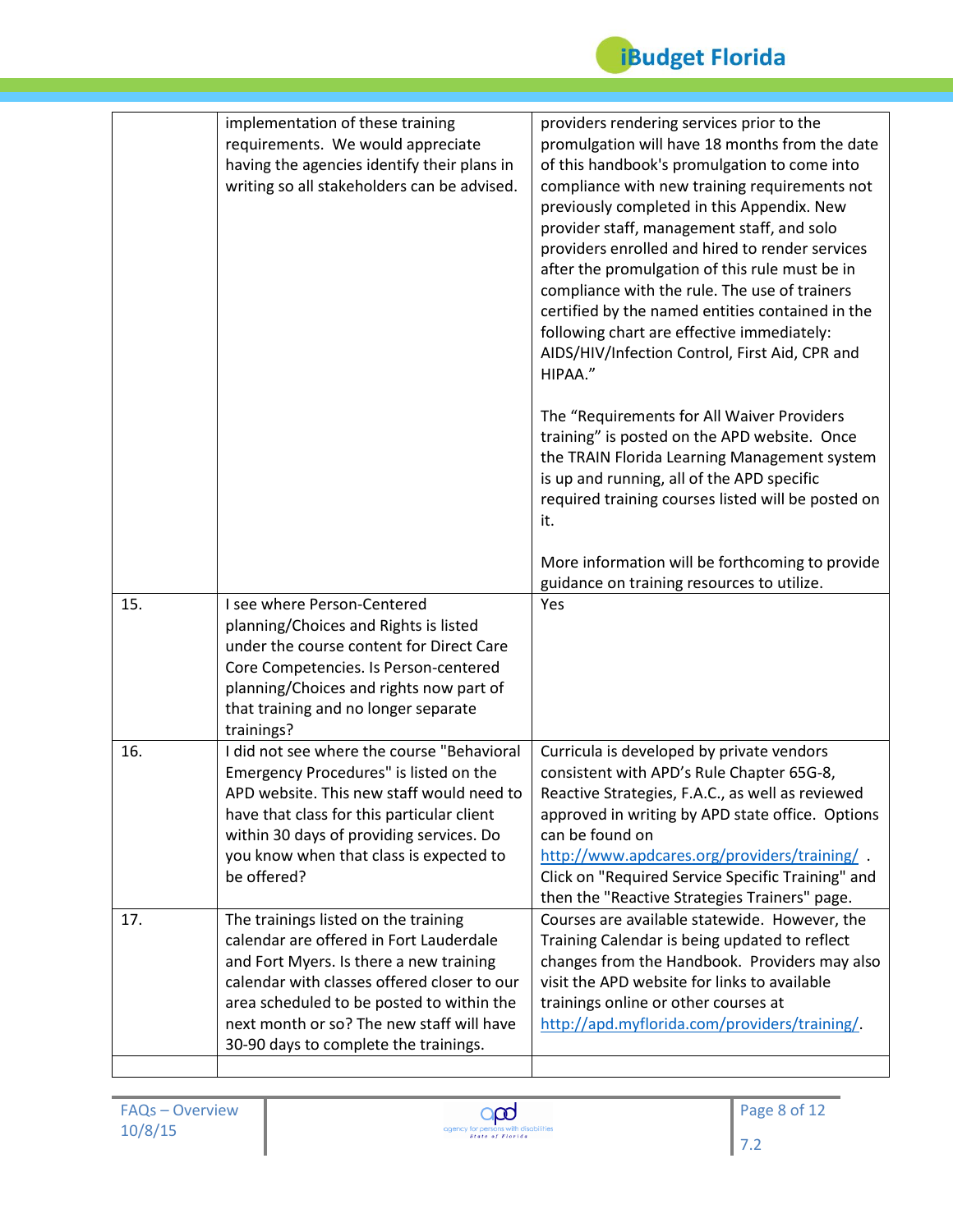| | | |
|---|---|---|
| | implementation of these training requirements. We would appreciate having the agencies identify their plans in writing so all stakeholders can be advised. | providers rendering services prior to the promulgation will have 18 months from the date of this handbook's promulgation to come into compliance with new training requirements not previously completed in this Appendix. New provider staff, management staff, and solo providers enrolled and hired to render services after the promulgation of this rule must be in compliance with the rule. The use of trainers certified by the named entities contained in the following chart are effective immediately: AIDS/HIV/Infection Control, First Aid, CPR and HIPAA."<br><br>The "Requirements for All Waiver Providers training" is posted on the APD website. Once the TRAIN Florida Learning Management system is up and running, all of the APD specific required training courses listed will be posted on it.<br><br>More information will be forthcoming to provide guidance on training resources to utilize. |
| 15. | I see where Person-Centered planning/Choices and Rights is listed under the course content for Direct Care Core Competencies. Is Person-centered planning/Choices and rights now part of that training and no longer separate trainings? | Yes |
| 16. | I did not see where the course "Behavioral Emergency Procedures" is listed on the APD website. This new staff would need to have that class for this particular client within 30 days of providing services. Do you know when that class is expected to be offered? | Curricula is developed by private vendors consistent with APD's Rule Chapter 65G-8, Reactive Strategies, F.A.C., as well as reviewed approved in writing by APD state office. Options can be found on http://www.apdcares.org/providers/training/ . Click on "Required Service Specific Training" and then the "Reactive Strategies Trainers" page. |
| 17. | The trainings listed on the training calendar are offered in Fort Lauderdale and Fort Myers. Is there a new training calendar with classes offered closer to our area scheduled to be posted to within the next month or so? The new staff will have 30-90 days to complete the trainings. | Courses are available statewide. However, the Training Calendar is being updated to reflect changes from the Handbook. Providers may also visit the APD website for links to available trainings online or other courses at http://apd.myflorida.com/providers/training/. |
| | | |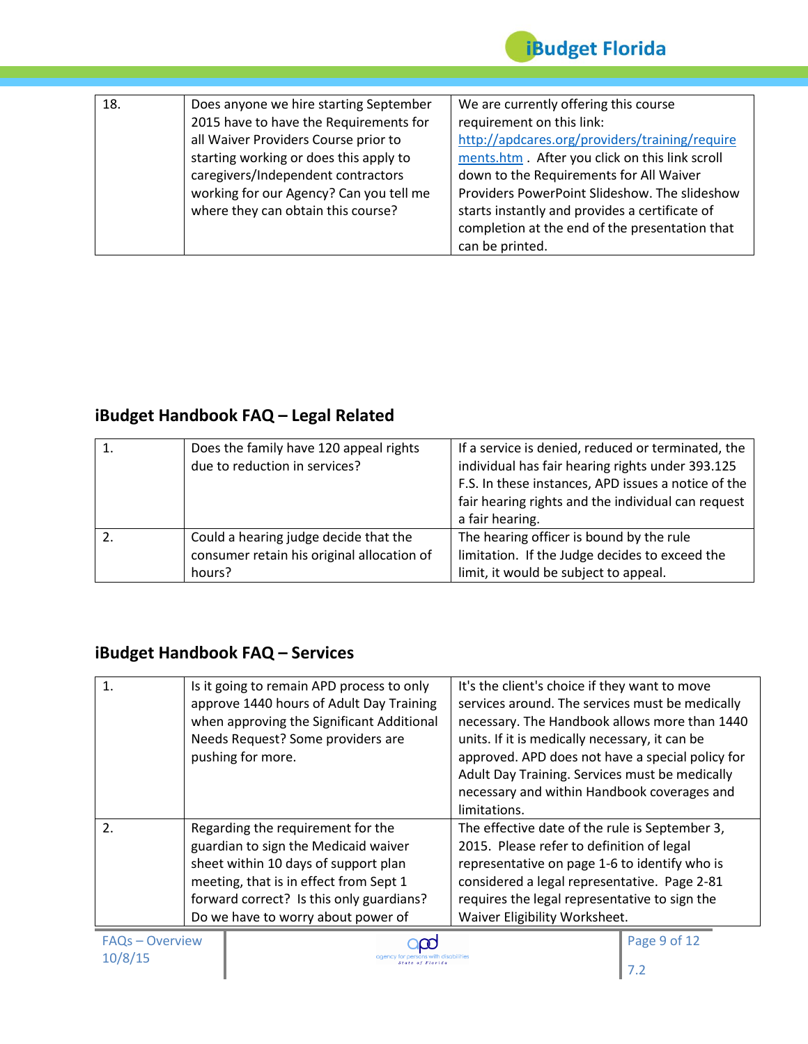| | | |
|---|---|---|
| 18. | Does anyone we hire starting September 2015 have to have the Requirements for all Waiver Providers Course prior to starting working or does this apply to caregivers/Independent contractors working for our Agency? Can you tell me where they can obtain this course? | We are currently offering this course requirement on this link: [http://apdcares.org/providers/training/requirements.htm](http://apdcares.org/providers/training/requirements.htm) . After you click on this link scroll down to the Requirements for All Waiver Providers PowerPoint Slideshow. The slideshow starts instantly and provides a certificate of completion at the end of the presentation that can be printed. |

## iBudget Handbook FAQ – Legal Related

| | | |
|---|---|---|
| 1. | Does the family have 120 appeal rights due to reduction in services? | If a service is denied, reduced or terminated, the individual has fair hearing rights under 393.125 F.S. In these instances, APD issues a notice of the fair hearing rights and the individual can request a fair hearing. |
| 2. | Could a hearing judge decide that the consumer retain his original allocation of hours? | The hearing officer is bound by the rule limitation. If the Judge decides to exceed the limit, it would be subject to appeal. |

## iBudget Handbook FAQ – Services

| | | |
|---|---|---|
| 1. | Is it going to remain APD process to only approve 1440 hours of Adult Day Training when approving the Significant Additional Needs Request? Some providers are pushing for more. | It's the client's choice if they want to move services around. The services must be medically necessary. The Handbook allows more than 1440 units. If it is medically necessary, it can be approved. APD does not have a special policy for Adult Day Training. Services must be medically necessary and within Handbook coverages and limitations. |
| 2. | Regarding the requirement for the guardian to sign the Medicaid waiver sheet within 10 days of support plan meeting, that is in effect from Sept 1 forward correct? Is this only guardians? Do we have to worry about power of | The effective date of the rule is September 3, 2015. Please refer to definition of legal representative on page 1-6 to identify who is considered a legal representative. Page 2-81 requires the legal representative to sign the Waiver Eligibility Worksheet. |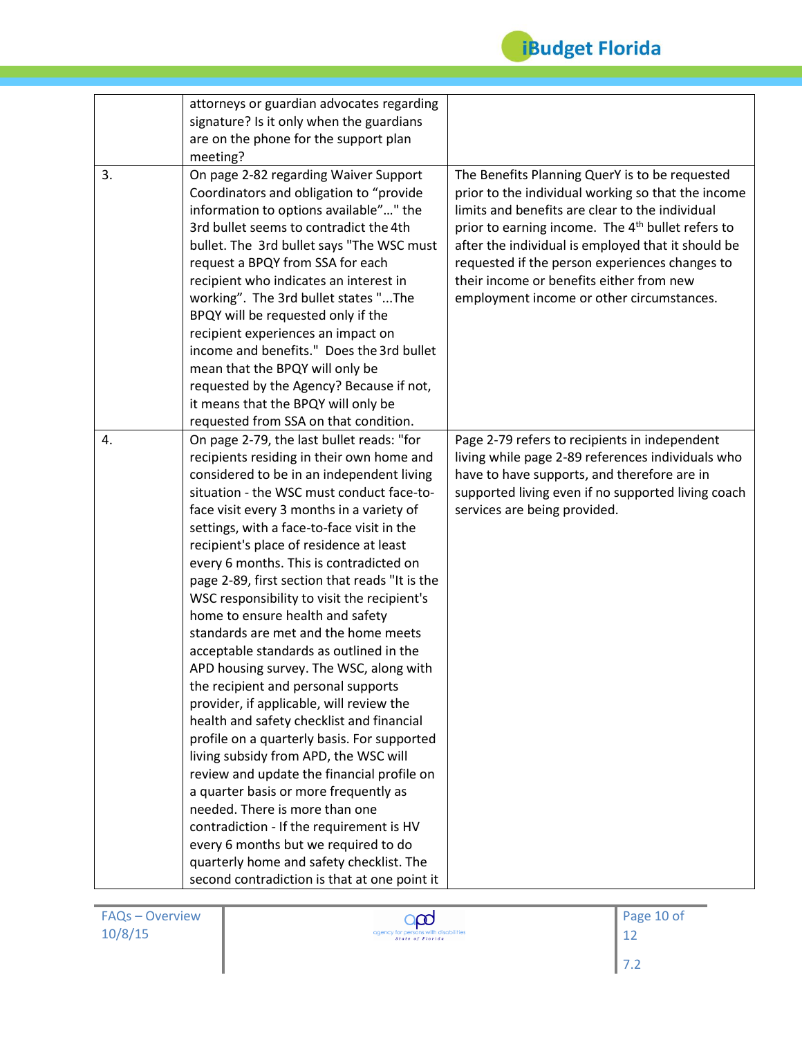| | | |
|---|---|---|
| | attorneys or guardian advocates regarding signature? Is it only when the guardians are on the phone for the support plan meeting? | |
| 3. | On page 2-82 regarding Waiver Support Coordinators and obligation to "provide information to options available"…" the 3rd bullet seems to contradict the 4th bullet. The 3rd bullet says "The WSC must request a BPQY from SSA for each recipient who indicates an interest in working". The 3rd bullet states "...The BPQY will be requested only if the recipient experiences an impact on income and benefits." Does the 3rd bullet mean that the BPQY will only be requested by the Agency? Because if not, it means that the BPQY will only be requested from SSA on that condition. | The Benefits Planning QuerY is to be requested prior to the individual working so that the income limits and benefits are clear to the individual prior to earning income. The 4th bullet refers to after the individual is employed that it should be requested if the person experiences changes to their income or benefits either from new employment income or other circumstances. |
| 4. | On page 2-79, the last bullet reads: "for recipients residing in their own home and considered to be in an independent living situation - the WSC must conduct face-to-face visit every 3 months in a variety of settings, with a face-to-face visit in the recipient's place of residence at least every 6 months. This is contradicted on page 2-89, first section that reads "It is the WSC responsibility to visit the recipient's home to ensure health and safety standards are met and the home meets acceptable standards as outlined in the APD housing survey. The WSC, along with the recipient and personal supports provider, if applicable, will review the health and safety checklist and financial profile on a quarterly basis. For supported living subsidy from APD, the WSC will review and update the financial profile on a quarter basis or more frequently as needed. There is more than one contradiction - If the requirement is HV every 6 months but we required to do quarterly home and safety checklist. The second contradiction is that at one point it | Page 2-79 refers to recipients in independent living while page 2-89 references individuals who have to have supports, and therefore are in supported living even if no supported living coach services are being provided. |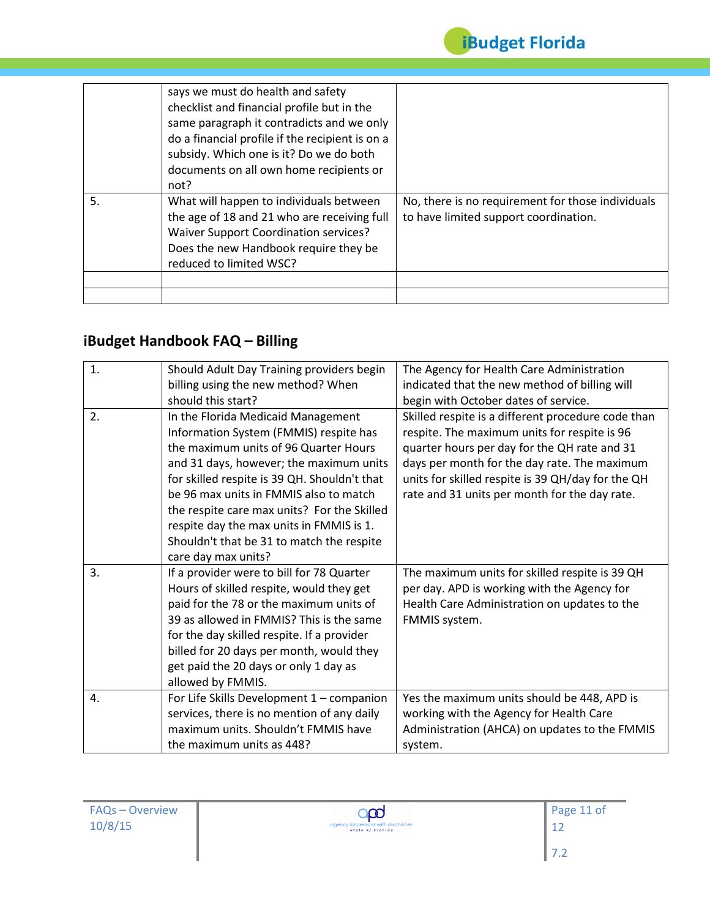| | | |
|---|---|---|
| | says we must do health and safety checklist and financial profile but in the same paragraph it contradicts and we only do a financial profile if the recipient is on a subsidy. Which one is it? Do we do both documents on all own home recipients or not? | |
| 5. | What will happen to individuals between the age of 18 and 21 who are receiving full Waiver Support Coordination services? Does the new Handbook require they be reduced to limited WSC? | No, there is no requirement for those individuals to have limited support coordination. |
| | | |
| | | |

## iBudget Handbook FAQ – Billing

| | | |
|---|---|---|
| 1. | Should Adult Day Training providers begin billing using the new method? When should this start? | The Agency for Health Care Administration indicated that the new method of billing will begin with October dates of service. |
| 2. | In the Florida Medicaid Management Information System (FMMIS) respite has the maximum units of 96 Quarter Hours and 31 days, however; the maximum units for skilled respite is 39 QH. Shouldn't that be 96 max units in FMMIS also to match the respite care max units? For the Skilled respite day the max units in FMMIS is 1. Shouldn't that be 31 to match the respite care day max units? | Skilled respite is a different procedure code than respite. The maximum units for respite is 96 quarter hours per day for the QH rate and 31 days per month for the day rate. The maximum units for skilled respite is 39 QH/day for the QH rate and 31 units per month for the day rate. |
| 3. | If a provider were to bill for 78 Quarter Hours of skilled respite, would they get paid for the 78 or the maximum units of 39 as allowed in FMMIS? This is the same for the day skilled respite. If a provider billed for 20 days per month, would they get paid the 20 days or only 1 day as allowed by FMMIS. | The maximum units for skilled respite is 39 QH per day. APD is working with the Agency for Health Care Administration on updates to the FMMIS system. |
| 4. | For Life Skills Development 1 – companion services, there is no mention of any daily maximum units. Shouldn't FMMIS have the maximum units as 448? | Yes the maximum units should be 448, APD is working with the Agency for Health Care Administration (AHCA) on updates to the FMMIS system. |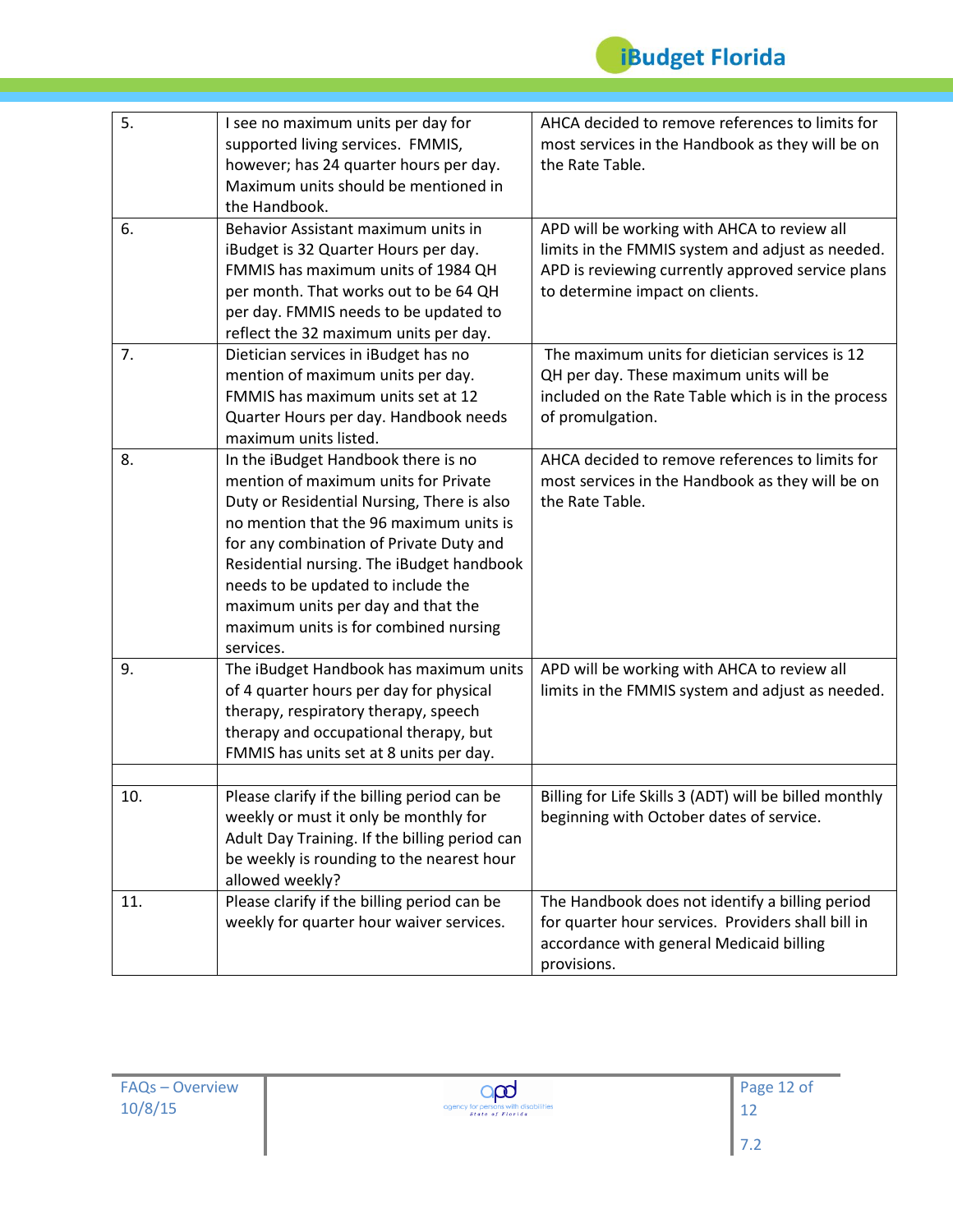| | | |
|---|---|---|
| 5. | I see no maximum units per day for supported living services. FMMIS, however; has 24 quarter hours per day. Maximum units should be mentioned in the Handbook. | AHCA decided to remove references to limits for most services in the Handbook as they will be on the Rate Table. |
| 6. | Behavior Assistant maximum units in iBudget is 32 Quarter Hours per day. FMMIS has maximum units of 1984 QH per month. That works out to be 64 QH per day. FMMIS needs to be updated to reflect the 32 maximum units per day. | APD will be working with AHCA to review all limits in the FMMIS system and adjust as needed. APD is reviewing currently approved service plans to determine impact on clients. |
| 7. | Dietician services in iBudget has no mention of maximum units per day. FMMIS has maximum units set at 12 Quarter Hours per day. Handbook needs maximum units listed. | The maximum units for dietician services is 12 QH per day. These maximum units will be included on the Rate Table which is in the process of promulgation. |
| 8. | In the iBudget Handbook there is no mention of maximum units for Private Duty or Residential Nursing, There is also no mention that the 96 maximum units is for any combination of Private Duty and Residential nursing. The iBudget handbook needs to be updated to include the maximum units per day and that the maximum units is for combined nursing services. | AHCA decided to remove references to limits for most services in the Handbook as they will be on the Rate Table. |
| 9. | The iBudget Handbook has maximum units of 4 quarter hours per day for physical therapy, respiratory therapy, speech therapy and occupational therapy, but FMMIS has units set at 8 units per day. | APD will be working with AHCA to review all limits in the FMMIS system and adjust as needed. |
| | | |
| 10. | Please clarify if the billing period can be weekly or must it only be monthly for Adult Day Training. If the billing period can be weekly is rounding to the nearest hour allowed weekly? | Billing for Life Skills 3 (ADT) will be billed monthly beginning with October dates of service. |
| 11. | Please clarify if the billing period can be weekly for quarter hour waiver services. | The Handbook does not identify a billing period for quarter hour services. Providers shall bill in accordance with general Medicaid billing provisions. |